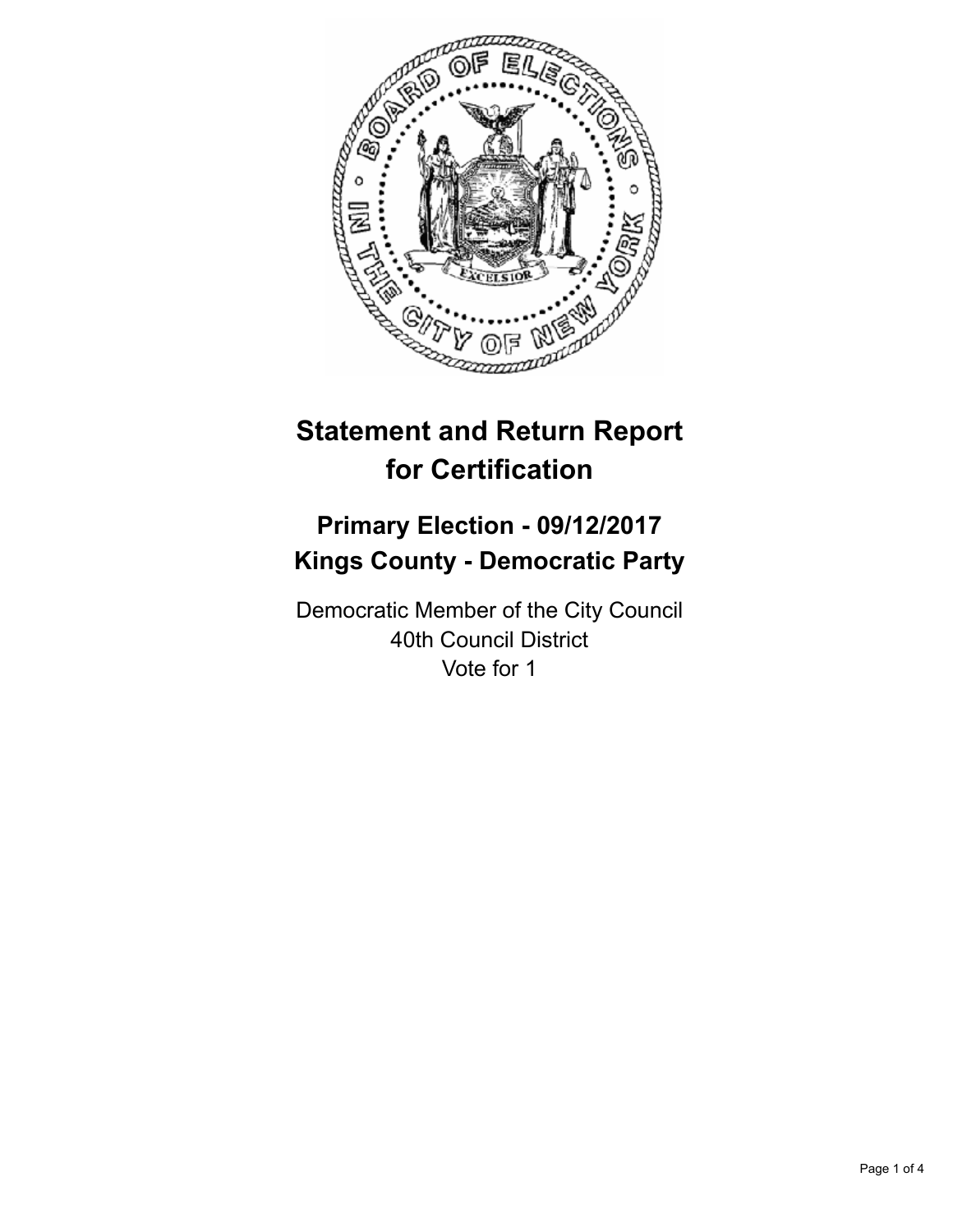# Statement and Return Report for Certification

## Primary Election - 09/12/2017
## Kings County - Democratic Party

Democratic Member of the City Council
40th Council District
Vote for 1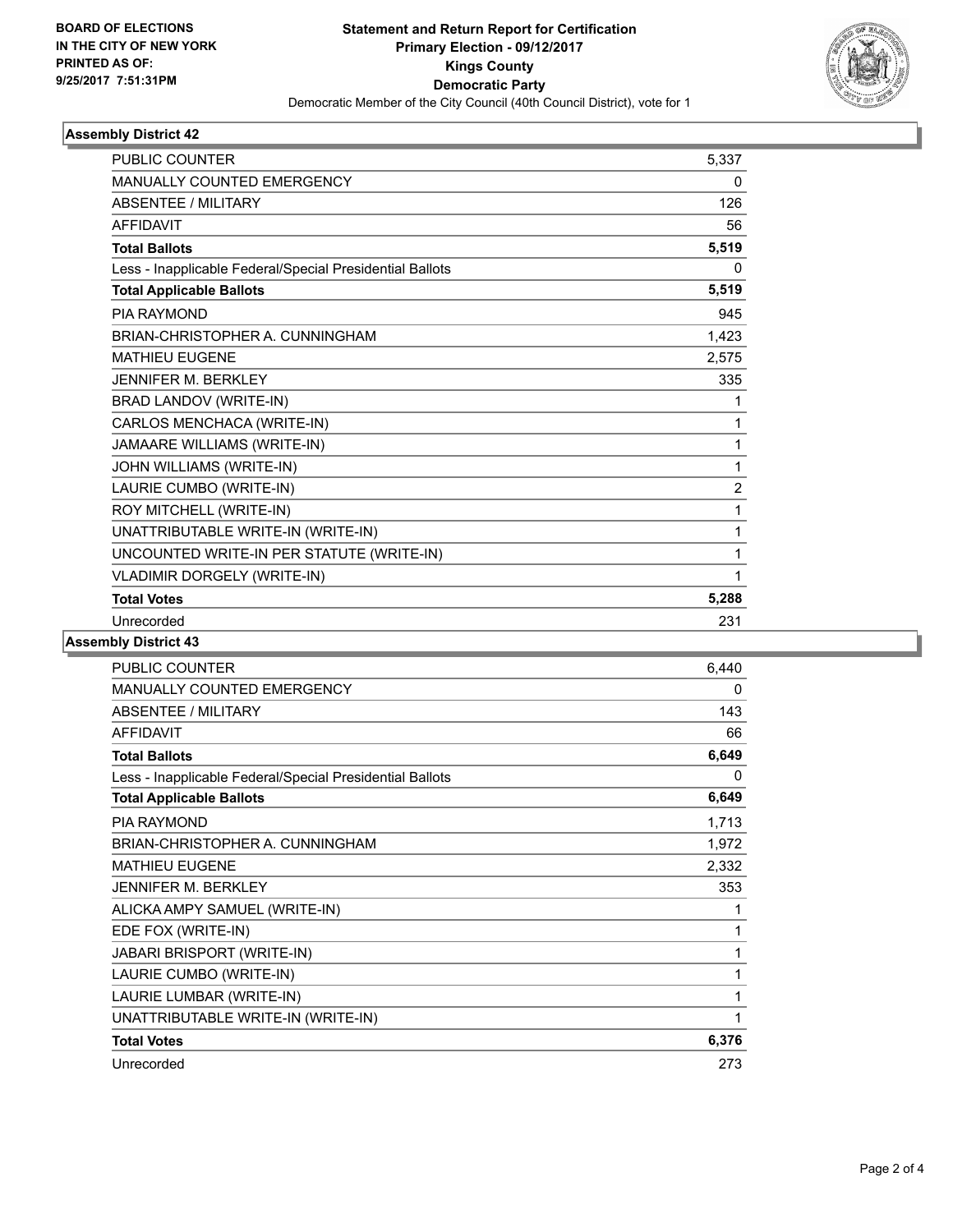**BOARD OF ELECTIONS IN THE CITY OF NEW YORK PRINTED AS OF: 9/25/2017 7:51:31PM**

# Statement and Return Report for Certification
## Primary Election - 09/12/2017
## Kings County
## Democratic Party
Democratic Member of the City Council (40th Council District), vote for 1

### Assembly District 42

| | |
|---|---|
| PUBLIC COUNTER | 5,337 |
| MANUALLY COUNTED EMERGENCY | 0 |
| ABSENTEE / MILITARY | 126 |
| AFFIDAVIT | 56 |
| **Total Ballots** | **5,519** |
| Less - Inapplicable Federal/Special Presidential Ballots | 0 |
| **Total Applicable Ballots** | **5,519** |
| PIA RAYMOND | 945 |
| BRIAN-CHRISTOPHER A. CUNNINGHAM | 1,423 |
| MATHIEU EUGENE | 2,575 |
| JENNIFER M. BERKLEY | 335 |
| BRAD LANDOV (WRITE-IN) | 1 |
| CARLOS MENCHACA (WRITE-IN) | 1 |
| JAMAARE WILLIAMS (WRITE-IN) | 1 |
| JOHN WILLIAMS (WRITE-IN) | 1 |
| LAURIE CUMBO (WRITE-IN) | 2 |
| ROY MITCHELL (WRITE-IN) | 1 |
| UNATTRIBUTABLE WRITE-IN (WRITE-IN) | 1 |
| UNCOUNTED WRITE-IN PER STATUTE (WRITE-IN) | 1 |
| VLADIMIR DORGELY (WRITE-IN) | 1 |
| **Total Votes** | **5,288** |
| Unrecorded | 231 |

### Assembly District 43

| | |
|---|---|
| PUBLIC COUNTER | 6,440 |
| MANUALLY COUNTED EMERGENCY | 0 |
| ABSENTEE / MILITARY | 143 |
| AFFIDAVIT | 66 |
| **Total Ballots** | **6,649** |
| Less - Inapplicable Federal/Special Presidential Ballots | 0 |
| **Total Applicable Ballots** | **6,649** |
| PIA RAYMOND | 1,713 |
| BRIAN-CHRISTOPHER A. CUNNINGHAM | 1,972 |
| MATHIEU EUGENE | 2,332 |
| JENNIFER M. BERKLEY | 353 |
| ALICKA AMPY SAMUEL (WRITE-IN) | 1 |
| EDE FOX (WRITE-IN) | 1 |
| JABARI BRISPORT (WRITE-IN) | 1 |
| LAURIE CUMBO (WRITE-IN) | 1 |
| LAURIE LUMBAR (WRITE-IN) | 1 |
| UNATTRIBUTABLE WRITE-IN (WRITE-IN) | 1 |
| **Total Votes** | **6,376** |
| Unrecorded | 273 |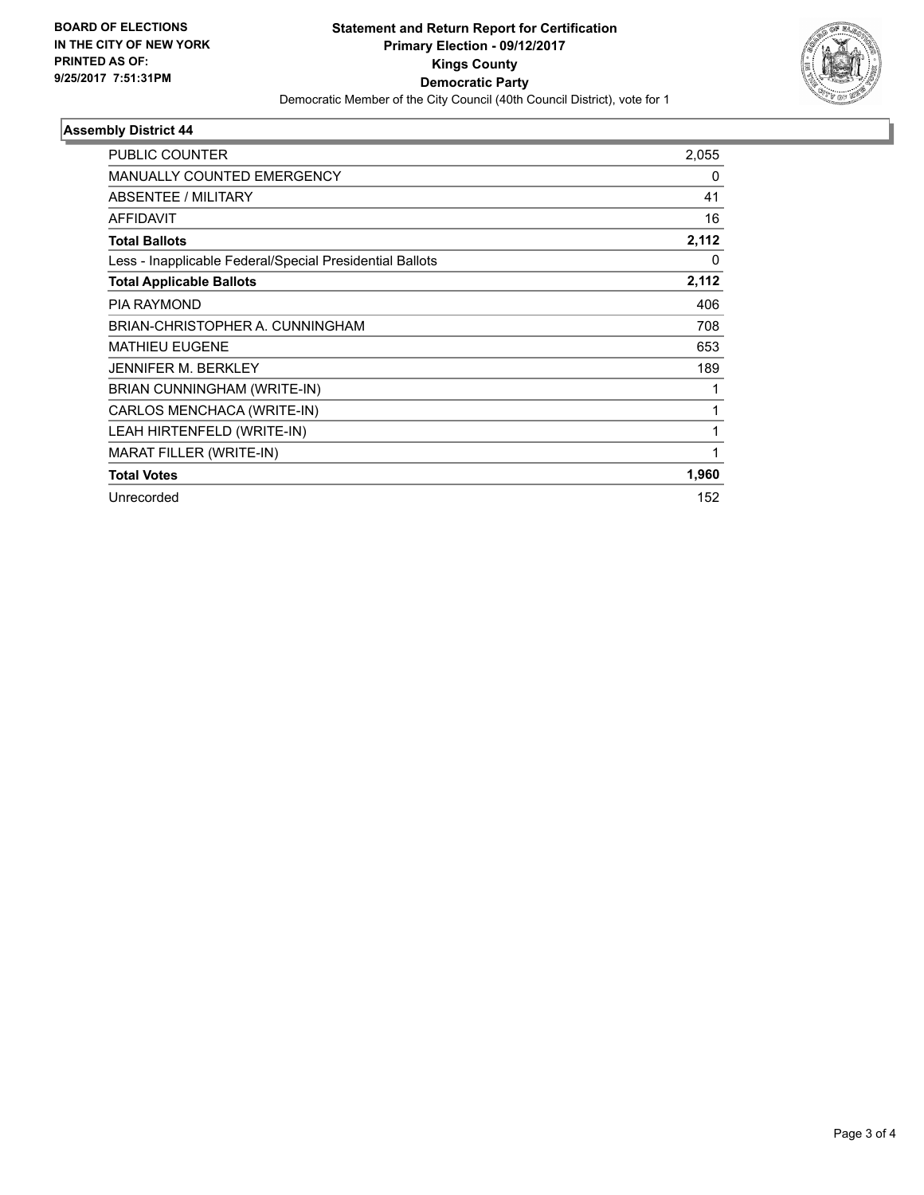**BOARD OF ELECTIONS IN THE CITY OF NEW YORK PRINTED AS OF: 9/25/2017 7:51:31PM**

# Statement and Return Report for Certification
## Primary Election - 09/12/2017
## Kings County
## Democratic Party

Democratic Member of the City Council (40th Council District), vote for 1

### Assembly District 44

| | |
|---|---|
| PUBLIC COUNTER | 2,055 |
| MANUALLY COUNTED EMERGENCY | 0 |
| ABSENTEE / MILITARY | 41 |
| AFFIDAVIT | 16 |
| **Total Ballots** | **2,112** |
| Less - Inapplicable Federal/Special Presidential Ballots | 0 |
| **Total Applicable Ballots** | **2,112** |
| PIA RAYMOND | 406 |
| BRIAN-CHRISTOPHER A. CUNNINGHAM | 708 |
| MATHIEU EUGENE | 653 |
| JENNIFER M. BERKLEY | 189 |
| BRIAN CUNNINGHAM (WRITE-IN) | 1 |
| CARLOS MENCHACA (WRITE-IN) | 1 |
| LEAH HIRTENFELD (WRITE-IN) | 1 |
| MARAT FILLER (WRITE-IN) | 1 |
| **Total Votes** | **1,960** |
| Unrecorded | 152 |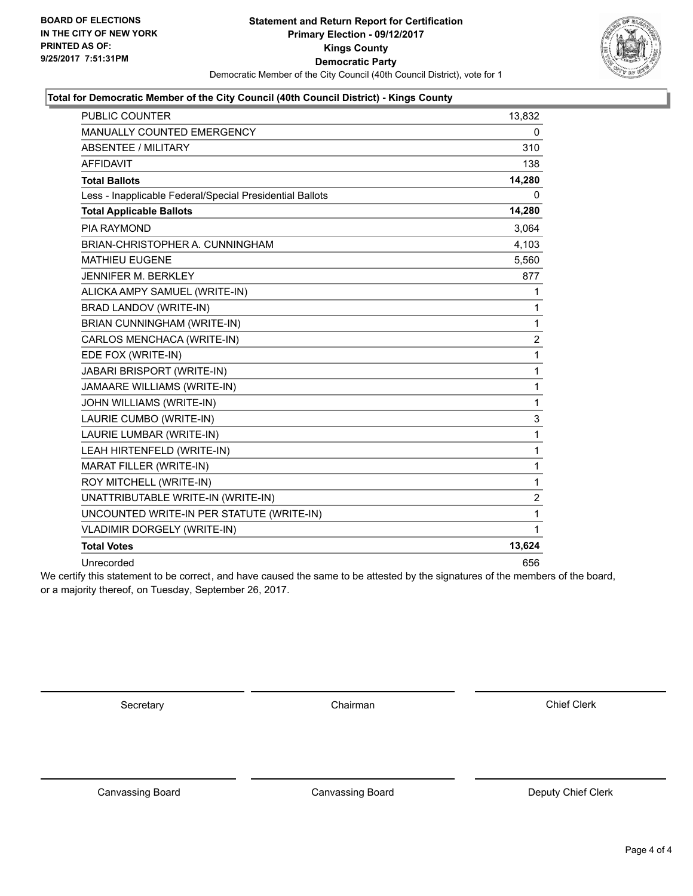**BOARD OF ELECTIONS IN THE CITY OF NEW YORK PRINTED AS OF: 9/25/2017 7:51:31PM**

**Statement and Return Report for Certification**
**Primary Election - 09/12/2017**
**Kings County**
**Democratic Party**
Democratic Member of the City Council (40th Council District), vote for 1

### Total for Democratic Member of the City Council (40th Council District) - Kings County

| | |
|---|---|
| PUBLIC COUNTER | 13,832 |
| MANUALLY COUNTED EMERGENCY | 0 |
| ABSENTEE / MILITARY | 310 |
| AFFIDAVIT | 138 |
| **Total Ballots** | **14,280** |
| Less - Inapplicable Federal/Special Presidential Ballots | 0 |
| **Total Applicable Ballots** | **14,280** |
| PIA RAYMOND | 3,064 |
| BRIAN-CHRISTOPHER A. CUNNINGHAM | 4,103 |
| MATHIEU EUGENE | 5,560 |
| JENNIFER M. BERKLEY | 877 |
| ALICKA AMPY SAMUEL (WRITE-IN) | 1 |
| BRAD LANDOV (WRITE-IN) | 1 |
| BRIAN CUNNINGHAM (WRITE-IN) | 1 |
| CARLOS MENCHACA (WRITE-IN) | 2 |
| EDE FOX (WRITE-IN) | 1 |
| JABARI BRISPORT (WRITE-IN) | 1 |
| JAMAARE WILLIAMS (WRITE-IN) | 1 |
| JOHN WILLIAMS (WRITE-IN) | 1 |
| LAURIE CUMBO (WRITE-IN) | 3 |
| LAURIE LUMBAR (WRITE-IN) | 1 |
| LEAH HIRTENFELD (WRITE-IN) | 1 |
| MARAT FILLER (WRITE-IN) | 1 |
| ROY MITCHELL (WRITE-IN) | 1 |
| UNATTRIBUTABLE WRITE-IN (WRITE-IN) | 2 |
| UNCOUNTED WRITE-IN PER STATUTE (WRITE-IN) | 1 |
| VLADIMIR DORGELY (WRITE-IN) | 1 |
| **Total Votes** | **13,624** |
| Unrecorded | 656 |

We certify this statement to be correct, and have caused the same to be attested by the signatures of the members of the board, or a majority thereof, on Tuesday, September 26, 2017.

Secretary

Chairman

Chief Clerk

Canvassing Board

Canvassing Board

Deputy Chief Clerk